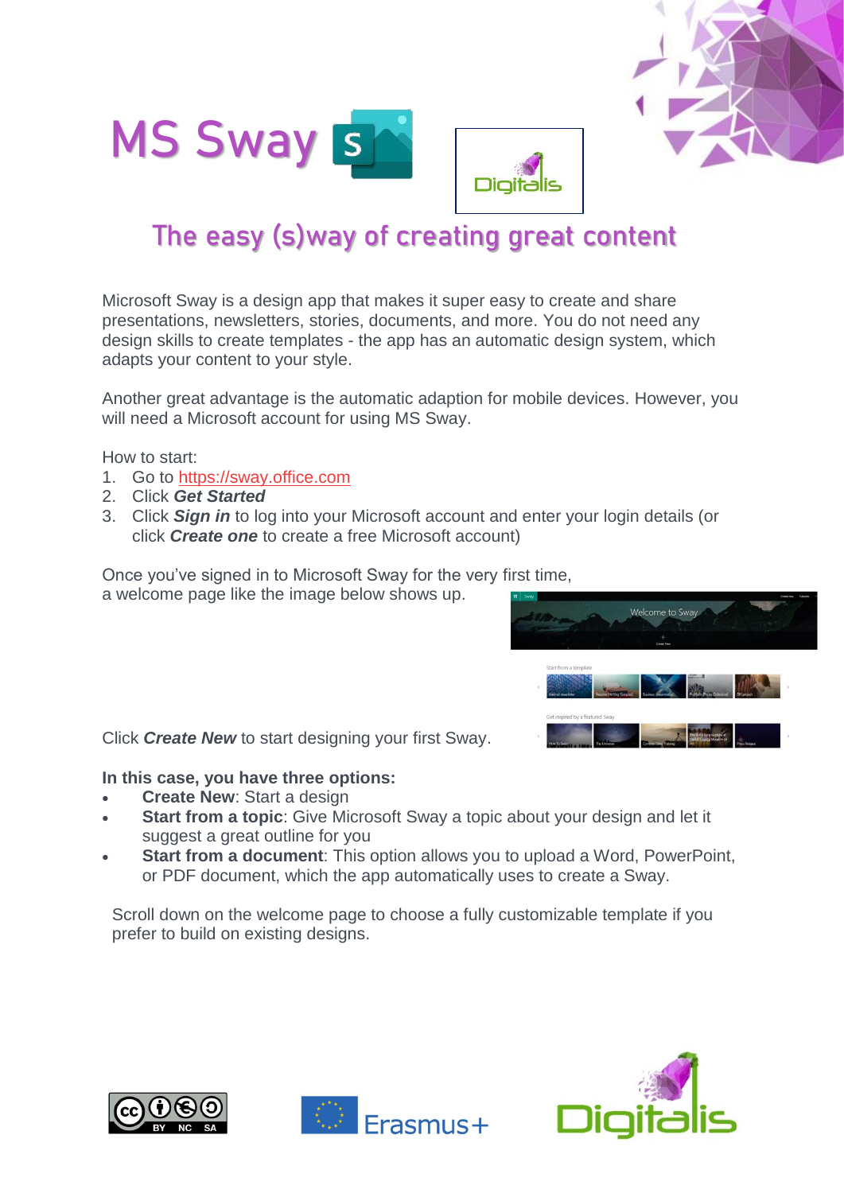# MS Sway

## The easy (s)way of creating great content

Microsoft Sway is a design app that makes it super easy to create and share presentations, newsletters, stories, documents, and more. You do not need any design skills to create templates - the app has an automatic design system, which adapts your content to your style.

Another great advantage is the automatic adaption for mobile devices. However, you will need a Microsoft account for using MS Sway.

How to start:

1. Go to https://sway.office.com
2. Click ***Get Started***
3. Click ***Sign in*** to log into your Microsoft account and enter your login details (or click ***Create one*** to create a free Microsoft account)

Once you've signed in to Microsoft Sway for the very first time, a welcome page like the image below shows up.

Click ***Create New*** to start designing your first Sway.

**In this case, you have three options:**

- **Create New**: Start a design
- **Start from a topic**: Give Microsoft Sway a topic about your design and let it suggest a great outline for you
- **Start from a document**: This option allows you to upload a Word, PowerPoint, or PDF document, which the app automatically uses to create a Sway.

Scroll down on the welcome page to choose a fully customizable template if you prefer to build on existing designs.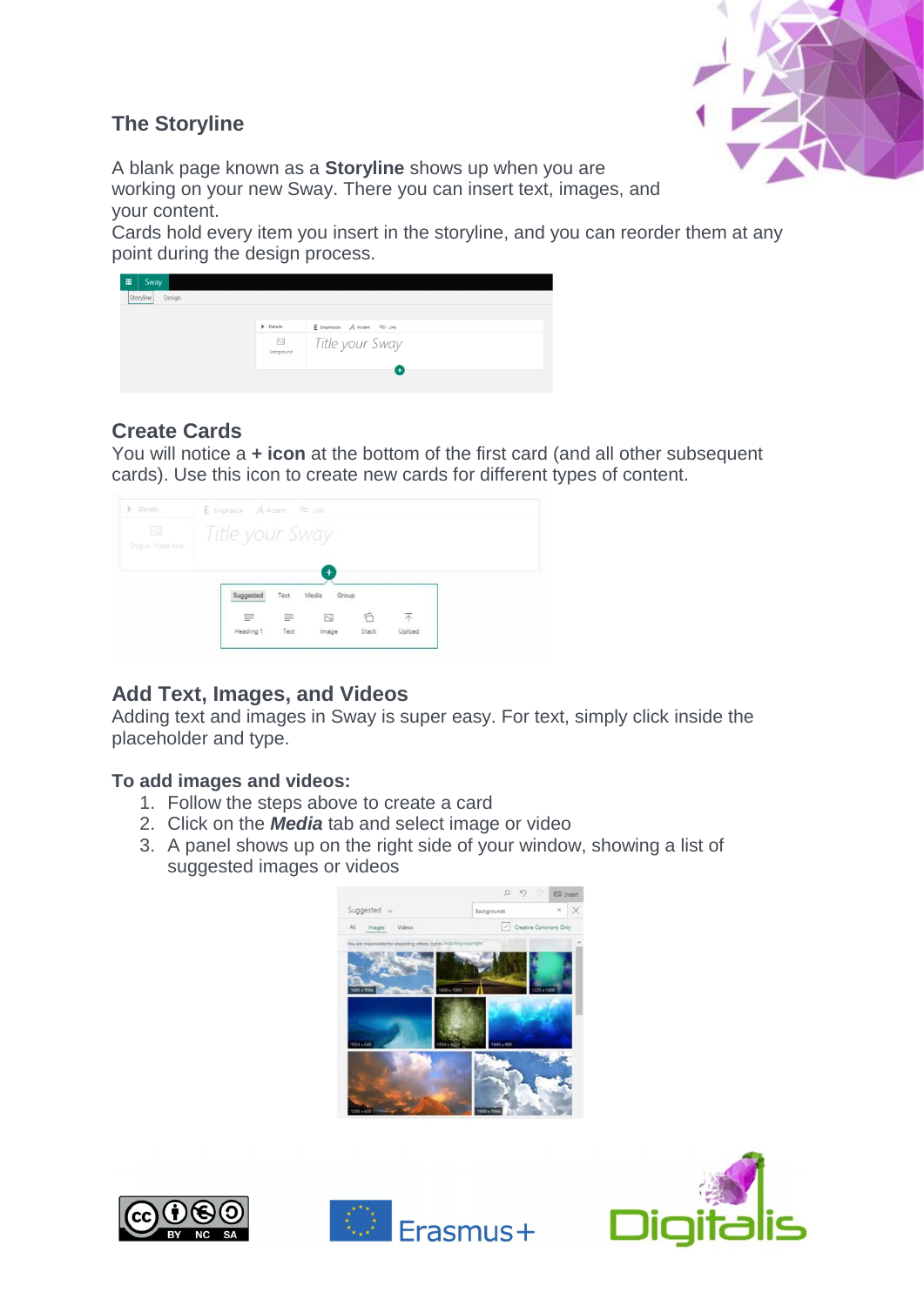## The Storyline

A blank page known as a **Storyline** shows up when you are working on your new Sway. There you can insert text, images, and your content.
Cards hold every item you insert in the storyline, and you can reorder them at any point during the design process.

## Create Cards

You will notice a **+ icon** at the bottom of the first card (and all other subsequent cards). Use this icon to create new cards for different types of content.

## Add Text, Images, and Videos

Adding text and images in Sway is super easy. For text, simply click inside the placeholder and type.

**To add images and videos:**

1. Follow the steps above to create a card
2. Click on the ***Media*** tab and select image or video
3. A panel shows up on the right side of your window, showing a list of suggested images or videos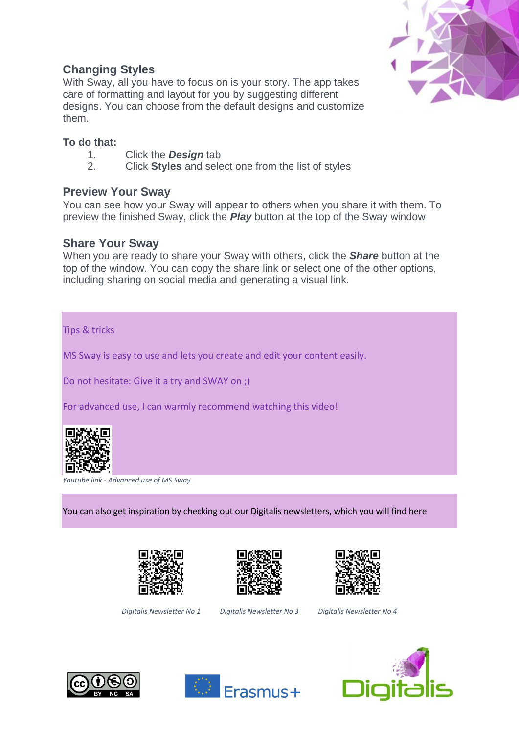## Changing Styles

With Sway, all you have to focus on is your story. The app takes care of formatting and layout for you by suggesting different designs. You can choose from the default designs and customize them.

**To do that:**

1. Click the ***Design*** tab
2. Click **Styles** and select one from the list of styles

## Preview Your Sway

You can see how your Sway will appear to others when you share it with them. To preview the finished Sway, click the ***Play*** button at the top of the Sway window

## Share Your Sway

When you are ready to share your Sway with others, click the ***Share*** button at the top of the window. You can copy the share link or select one of the other options, including sharing on social media and generating a visual link.

Tips & tricks

MS Sway is easy to use and lets you create and edit your content easily.

Do not hesitate: Give it a try and SWAY on ;)

For advanced use, I can warmly recommend watching this video!

*Youtube link - Advanced use of MS Sway*

You can also get inspiration by checking out our Digitalis newsletters, which you will find here

*Digitalis Newsletter No 1*

*Digitalis Newsletter No 3*

*Digitalis Newsletter No 4*